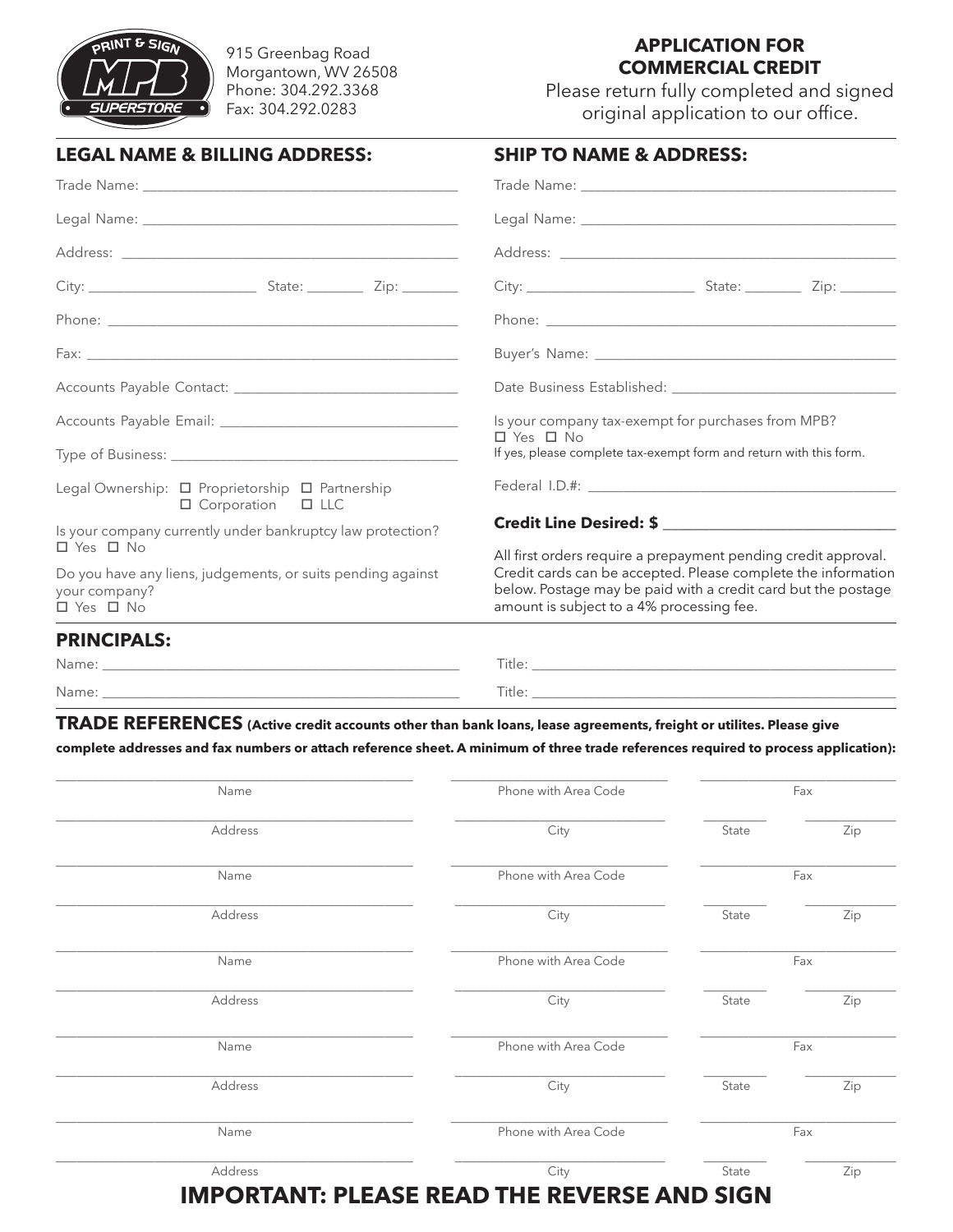915 Greenbag Road
Morgantown, WV 26508
Phone: 304.292.3368
Fax: 304.292.0283

## APPLICATION FOR COMMERCIAL CREDIT

Please return fully completed and signed original application to our office.

### LEGAL NAME & BILLING ADDRESS:

Trade Name: ______________________________

Legal Name: ______________________________

Address: ______________________________

City: ______________ State: ________ Zip: ________

Phone: ______________________________

Fax: ______________________________

Accounts Payable Contact: ______________________________

Accounts Payable Email: ______________________________

Type of Business: ______________________________

Legal Ownership: ☐ Proprietorship ☐ Partnership ☐ Corporation ☐ LLC

Is your company currently under bankruptcy law protection?
☐ Yes ☐ No

Do you have any liens, judgements, or suits pending against your company?
☐ Yes ☐ No

### SHIP TO NAME & ADDRESS:

Trade Name: ______________________________

Legal Name: ______________________________

Address: ______________________________

City: ______________ State: ________ Zip: ________

Phone: ______________________________

Buyer's Name: ______________________________

Date Business Established: ______________________________

Is your company tax-exempt for purchases from MPB?
☐ Yes ☐ No
If yes, please complete tax-exempt form and return with this form.

Federal I.D.#: ______________________________

**Credit Line Desired: $** ______________________________

All first orders require a prepayment pending credit approval. Credit cards can be accepted. Please complete the information below. Postage may be paid with a credit card but the postage amount is subject to a 4% processing fee.

### PRINCIPALS:

Name: ______________________________ Title: ______________________________

Name: ______________________________ Title: ______________________________

### TRADE REFERENCES **(Active credit accounts other than bank loans, lease agreements, freight or utilites. Please give complete addresses and fax numbers or attach reference sheet. A minimum of three trade references required to process application):**

| Name | Phone with Area Code | Fax | |
|---|---|---|---|
| **Address** | **City** | **State** | **Zip** |
| | | | |
| | | | |

| Name | Phone with Area Code | Fax | |
|---|---|---|---|
| **Address** | **City** | **State** | **Zip** |
| | | | |
| | | | |

| Name | Phone with Area Code | Fax | |
|---|---|---|---|
| **Address** | **City** | **State** | **Zip** |
| | | | |
| | | | |

| Name | Phone with Area Code | Fax | |
|---|---|---|---|
| **Address** | **City** | **State** | **Zip** |
| | | | |
| | | | |

| Name | Phone with Area Code | Fax | |
|---|---|---|---|
| **Address** | **City** | **State** | **Zip** |
| | | | |
| | | | |

## IMPORTANT: PLEASE READ THE REVERSE AND SIGN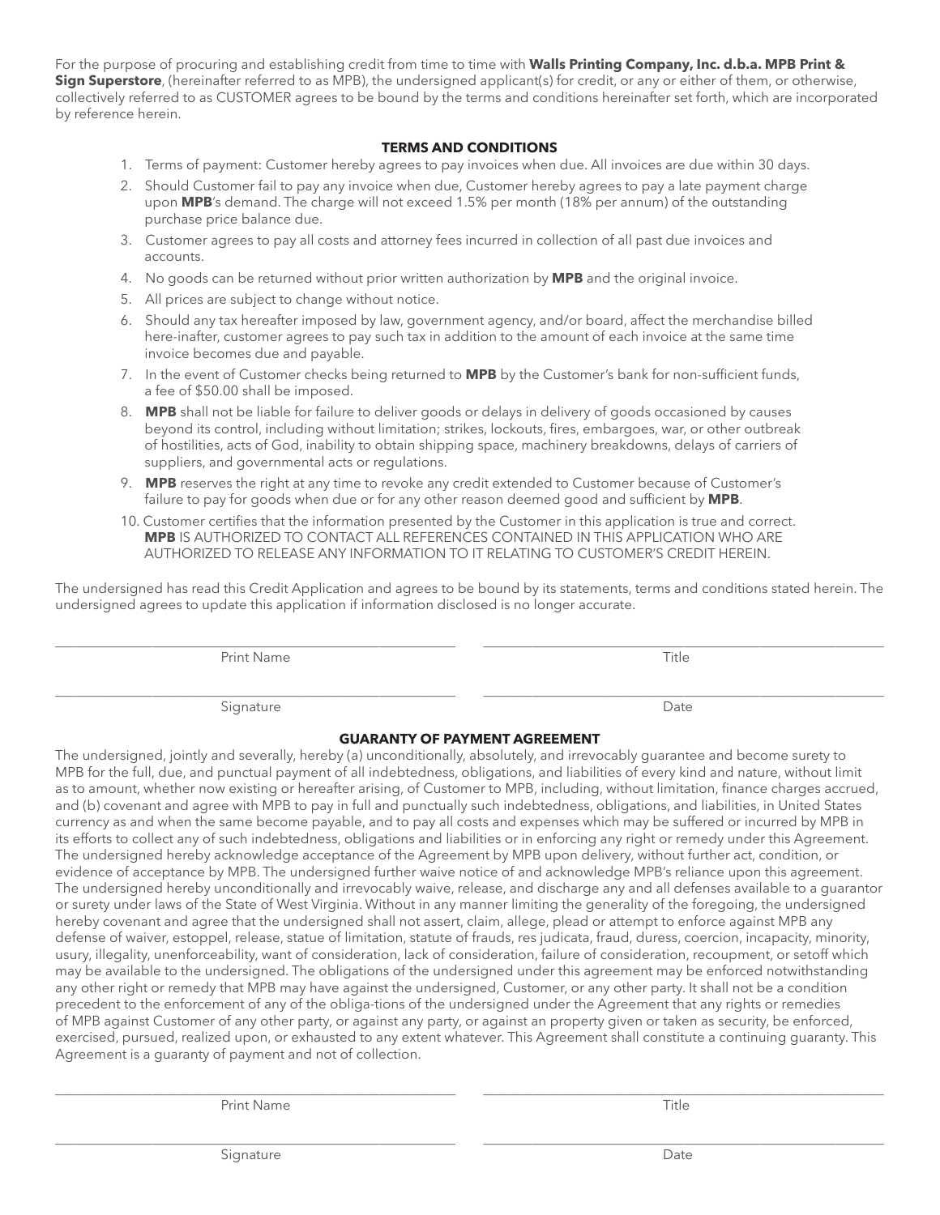For the purpose of procuring and establishing credit from time to time with **Walls Printing Company, Inc. d.b.a. MPB Print & Sign Superstore**, (hereinafter referred to as MPB), the undersigned applicant(s) for credit, or any or either of them, or otherwise, collectively referred to as CUSTOMER agrees to be bound by the terms and conditions hereinafter set forth, which are incorporated by reference herein.

## TERMS AND CONDITIONS

1. Terms of payment: Customer hereby agrees to pay invoices when due. All invoices are due within 30 days.
2. Should Customer fail to pay any invoice when due, Customer hereby agrees to pay a late payment charge upon **MPB**'s demand. The charge will not exceed 1.5% per month (18% per annum) of the outstanding purchase price balance due.
3. Customer agrees to pay all costs and attorney fees incurred in collection of all past due invoices and accounts.
4. No goods can be returned without prior written authorization by **MPB** and the original invoice.
5. All prices are subject to change without notice.
6. Should any tax hereafter imposed by law, government agency, and/or board, affect the merchandise billed here-inafter, customer agrees to pay such tax in addition to the amount of each invoice at the same time invoice becomes due and payable.
7. In the event of Customer checks being returned to **MPB** by the Customer's bank for non-sufficient funds, a fee of $50.00 shall be imposed.
8. **MPB** shall not be liable for failure to deliver goods or delays in delivery of goods occasioned by causes beyond its control, including without limitation; strikes, lockouts, fires, embargoes, war, or other outbreak of hostilities, acts of God, inability to obtain shipping space, machinery breakdowns, delays of carriers of suppliers, and governmental acts or regulations.
9. **MPB** reserves the right at any time to revoke any credit extended to Customer because of Customer's failure to pay for goods when due or for any other reason deemed good and sufficient by **MPB**.
10. Customer certifies that the information presented by the Customer in this application is true and correct. **MPB** IS AUTHORIZED TO CONTACT ALL REFERENCES CONTAINED IN THIS APPLICATION WHO ARE AUTHORIZED TO RELEASE ANY INFORMATION TO IT RELATING TO CUSTOMER'S CREDIT HEREIN.

The undersigned has read this Credit Application and agrees to be bound by its statements, terms and conditions stated herein. The undersigned agrees to update this application if information disclosed is no longer accurate.

_______________________________ Print Name

_______________________________ Title

_______________________________ Signature

_______________________________ Date

## GUARANTY OF PAYMENT AGREEMENT

The undersigned, jointly and severally, hereby (a) unconditionally, absolutely, and irrevocably guarantee and become surety to MPB for the full, due, and punctual payment of all indebtedness, obligations, and liabilities of every kind and nature, without limit as to amount, whether now existing or hereafter arising, of Customer to MPB, including, without limitation, finance charges accrued, and (b) covenant and agree with MPB to pay in full and punctually such indebtedness, obligations, and liabilities, in United States currency as and when the same become payable, and to pay all costs and expenses which may be suffered or incurred by MPB in its efforts to collect any of such indebtedness, obligations and liabilities or in enforcing any right or remedy under this Agreement. The undersigned hereby acknowledge acceptance of the Agreement by MPB upon delivery, without further act, condition, or evidence of acceptance by MPB. The undersigned further waive notice of and acknowledge MPB's reliance upon this agreement. The undersigned hereby unconditionally and irrevocably waive, release, and discharge any and all defenses available to a guarantor or surety under laws of the State of West Virginia. Without in any manner limiting the generality of the foregoing, the undersigned hereby covenant and agree that the undersigned shall not assert, claim, allege, plead or attempt to enforce against MPB any defense of waiver, estoppel, release, statue of limitation, statute of frauds, res judicata, fraud, duress, coercion, incapacity, minority, usury, illegality, unenforceability, want of consideration, lack of consideration, failure of consideration, recoupment, or setoff which may be available to the undersigned. The obligations of the undersigned under this agreement may be enforced notwithstanding any other right or remedy that MPB may have against the undersigned, Customer, or any other party. It shall not be a condition precedent to the enforcement of any of the obliga-tions of the undersigned under the Agreement that any rights or remedies of MPB against Customer of any other party, or against any party, or against an property given or taken as security, be enforced, exercised, pursued, realized upon, or exhausted to any extent whatever. This Agreement shall constitute a continuing guaranty. This Agreement is a guaranty of payment and not of collection.

_______________________________ Print Name

_______________________________ Title

_______________________________ Signature

_______________________________ Date